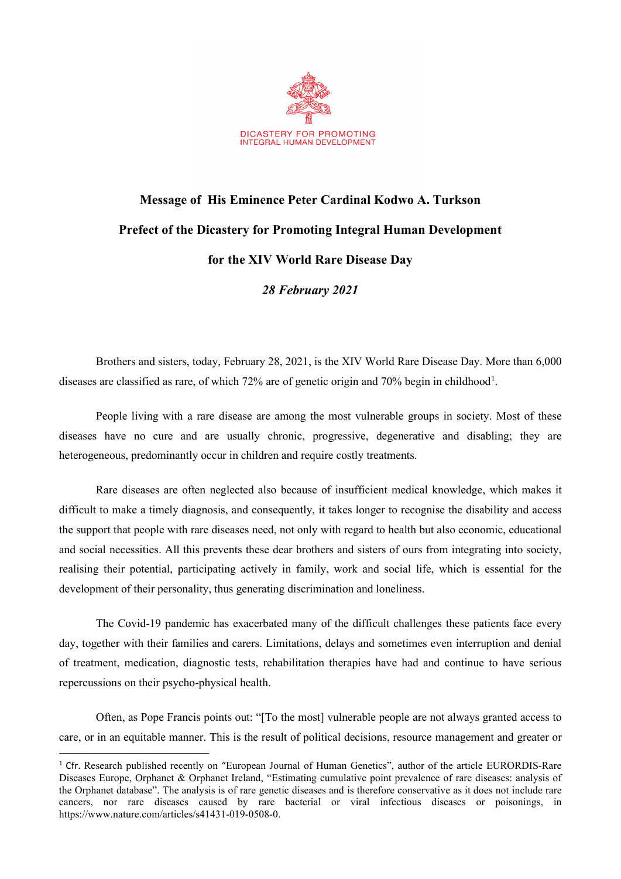DICASTERY FOR PROMOTING
INTEGRAL HUMAN DEVELOPMENT

**Message of His Eminence Peter Cardinal Kodwo A. Turkson**

**Prefect of the Dicastery for Promoting Integral Human Development**

**for the XIV World Rare Disease Day**

***28 February 2021***

Brothers and sisters, today, February 28, 2021, is the XIV World Rare Disease Day. More than 6,000 diseases are classified as rare, of which 72% are of genetic origin and 70% begin in childhood[1].

People living with a rare disease are among the most vulnerable groups in society. Most of these diseases have no cure and are usually chronic, progressive, degenerative and disabling; they are heterogeneous, predominantly occur in children and require costly treatments.

Rare diseases are often neglected also because of insufficient medical knowledge, which makes it difficult to make a timely diagnosis, and consequently, it takes longer to recognise the disability and access the support that people with rare diseases need, not only with regard to health but also economic, educational and social necessities. All this prevents these dear brothers and sisters of ours from integrating into society, realising their potential, participating actively in family, work and social life, which is essential for the development of their personality, thus generating discrimination and loneliness.

The Covid-19 pandemic has exacerbated many of the difficult challenges these patients face every day, together with their families and carers. Limitations, delays and sometimes even interruption and denial of treatment, medication, diagnostic tests, rehabilitation therapies have had and continue to have serious repercussions on their psycho-physical health.

Often, as Pope Francis points out: "[To the most] vulnerable people are not always granted access to care, or in an equitable manner. This is the result of political decisions, resource management and greater or

---

[1] Cfr. Research published recently on "European Journal of Human Genetics", author of the article EURORDIS-Rare Diseases Europe, Orphanet & Orphanet Ireland, "Estimating cumulative point prevalence of rare diseases: analysis of the Orphanet database". The analysis is of rare genetic diseases and is therefore conservative as it does not include rare cancers, nor rare diseases caused by rare bacterial or viral infectious diseases or poisonings, in https://www.nature.com/articles/s41431-019-0508-0.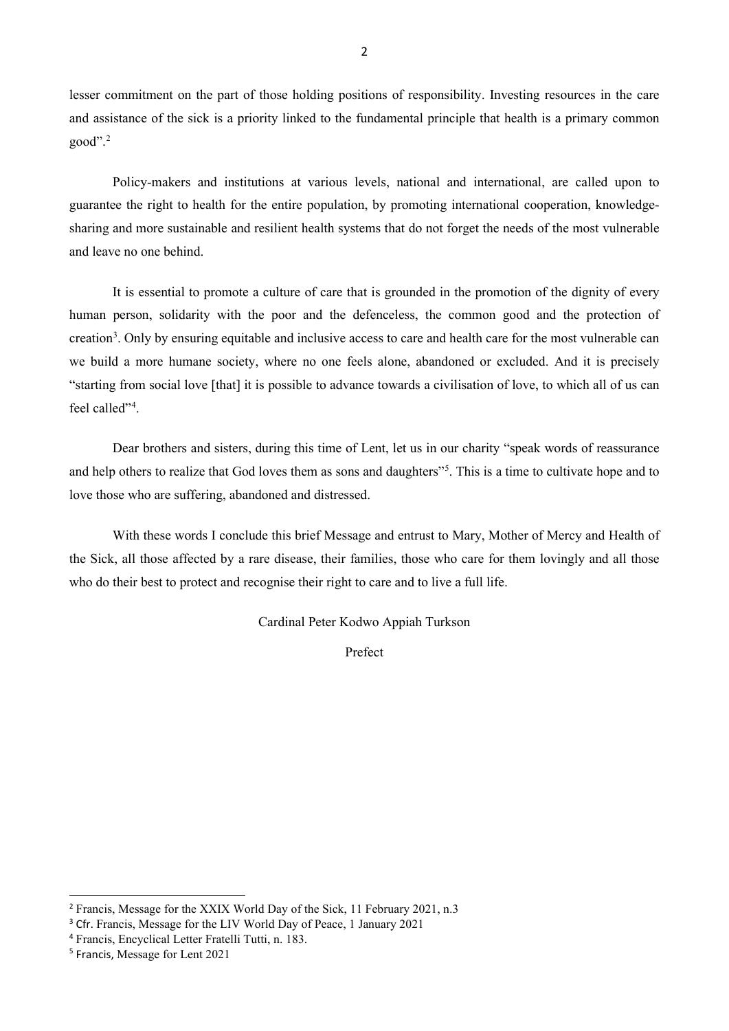lesser commitment on the part of those holding positions of responsibility. Investing resources in the care and assistance of the sick is a priority linked to the fundamental principle that health is a primary common good".[2]

Policy-makers and institutions at various levels, national and international, are called upon to guarantee the right to health for the entire population, by promoting international cooperation, knowledge-sharing and more sustainable and resilient health systems that do not forget the needs of the most vulnerable and leave no one behind.

It is essential to promote a culture of care that is grounded in the promotion of the dignity of every human person, solidarity with the poor and the defenceless, the common good and the protection of creation[3]. Only by ensuring equitable and inclusive access to care and health care for the most vulnerable can we build a more humane society, where no one feels alone, abandoned or excluded. And it is precisely "starting from social love [that] it is possible to advance towards a civilisation of love, to which all of us can feel called"[4].

Dear brothers and sisters, during this time of Lent, let us in our charity "speak words of reassurance and help others to realize that God loves them as sons and daughters"[5]. This is a time to cultivate hope and to love those who are suffering, abandoned and distressed.

With these words I conclude this brief Message and entrust to Mary, Mother of Mercy and Health of the Sick, all those affected by a rare disease, their families, those who care for them lovingly and all those who do their best to protect and recognise their right to care and to live a full life.

Cardinal Peter Kodwo Appiah Turkson

Prefect

---

[2] Francis, Message for the XXIX World Day of the Sick, 11 February 2021, n.3

[3] Cfr. Francis, Message for the LIV World Day of Peace, 1 January 2021

[4] Francis, Encyclical Letter Fratelli Tutti, n. 183.

[5] Francis, Message for Lent 2021